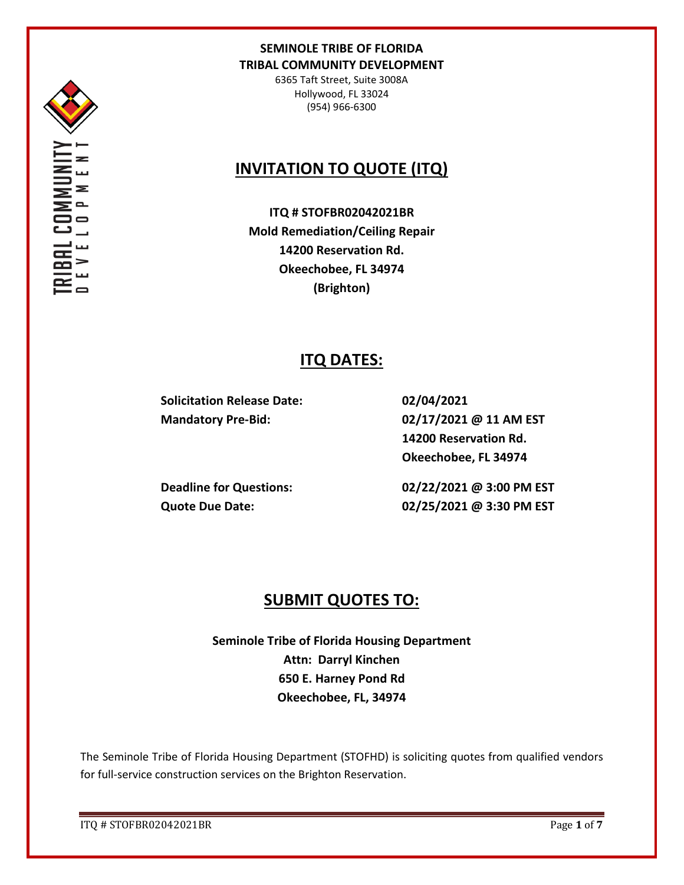**SEMINOLE TRIBE OF FLORIDA**
**TRIBAL COMMUNITY DEVELOPMENT**

6365 Taft Street, Suite 3008A
Hollywood, FL 33024
(954) 966-6300

# INVITATION TO QUOTE (ITQ)

**ITQ # STOFBR02042021BR**
**Mold Remediation/Ceiling Repair**
**14200 Reservation Rd.**
**Okeechobee, FL 34974**
**(Brighton)**

## ITQ DATES:

| | |
|---|---|
| **Solicitation Release Date:** | **02/04/2021** |
| **Mandatory Pre-Bid:** | **02/17/2021 @ 11 AM EST**<br>**14200 Reservation Rd.**<br>**Okeechobee, FL 34974** |
| **Deadline for Questions:** | **02/22/2021 @ 3:00 PM EST** |
| **Quote Due Date:** | **02/25/2021 @ 3:30 PM EST** |

## SUBMIT QUOTES TO:

**Seminole Tribe of Florida Housing Department**
**Attn: Darryl Kinchen**
**650 E. Harney Pond Rd**
**Okeechobee, FL, 34974**

The Seminole Tribe of Florida Housing Department (STOFHD) is soliciting quotes from qualified vendors for full-service construction services on the Brighton Reservation.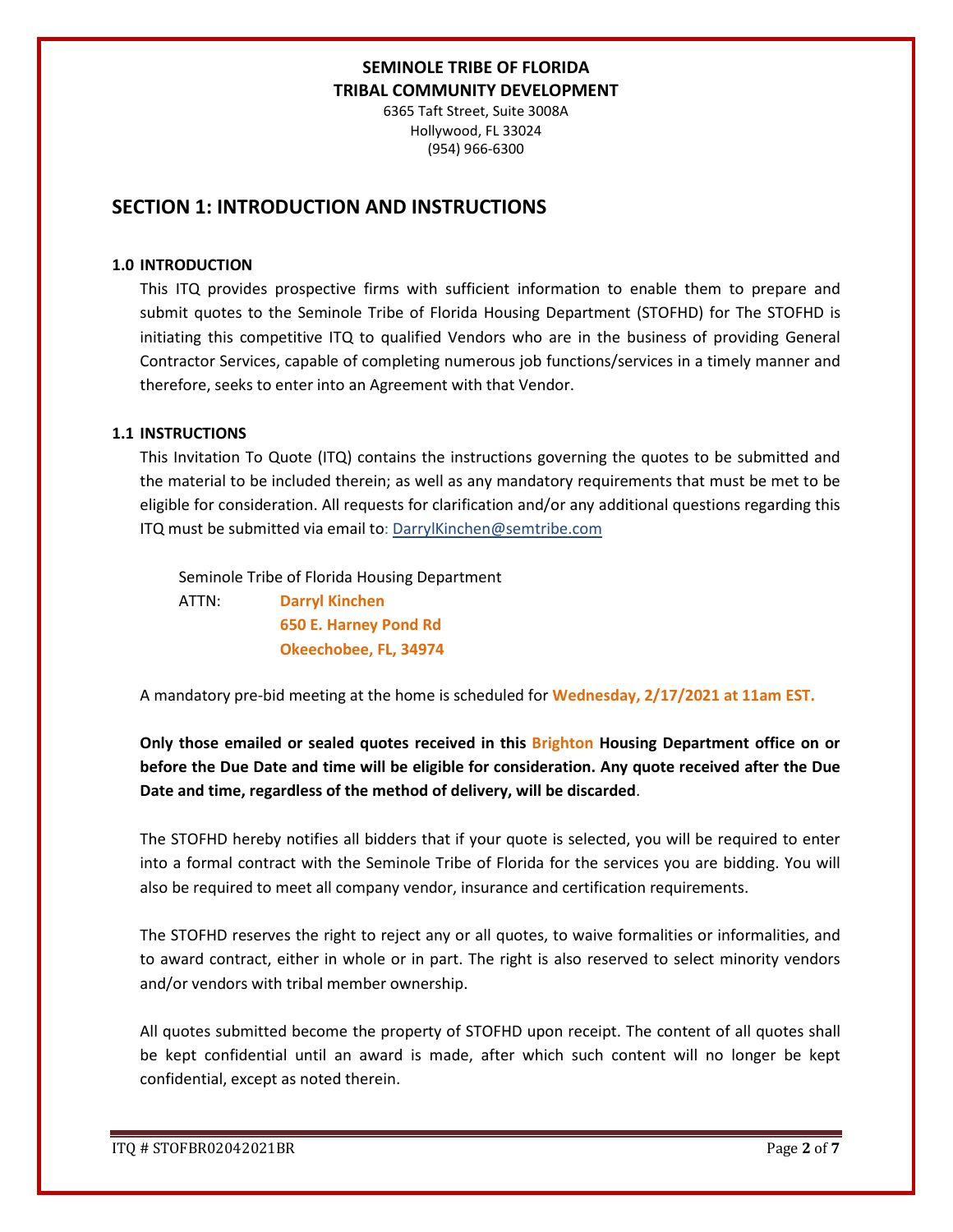**SEMINOLE TRIBE OF FLORIDA**
**TRIBAL COMMUNITY DEVELOPMENT**
6365 Taft Street, Suite 3008A
Hollywood, FL 33024
(954) 966-6300

## SECTION 1: INTRODUCTION AND INSTRUCTIONS

### 1.0 INTRODUCTION

This ITQ provides prospective firms with sufficient information to enable them to prepare and submit quotes to the Seminole Tribe of Florida Housing Department (STOFHD) for The STOFHD is initiating this competitive ITQ to qualified Vendors who are in the business of providing General Contractor Services, capable of completing numerous job functions/services in a timely manner and therefore, seeks to enter into an Agreement with that Vendor.

### 1.1 INSTRUCTIONS

This Invitation To Quote (ITQ) contains the instructions governing the quotes to be submitted and the material to be included therein; as well as any mandatory requirements that must be met to be eligible for consideration. All requests for clarification and/or any additional questions regarding this ITQ must be submitted via email to: DarrylKinchen@semtribe.com

Seminole Tribe of Florida Housing Department
ATTN: **Darryl Kinchen**
**650 E. Harney Pond Rd**
**Okeechobee, FL, 34974**

A mandatory pre-bid meeting at the home is scheduled for **Wednesday, 2/17/2021 at 11am EST.**

**Only those emailed or sealed quotes received in this Brighton Housing Department office on or before the Due Date and time will be eligible for consideration. Any quote received after the Due Date and time, regardless of the method of delivery, will be discarded**.

The STOFHD hereby notifies all bidders that if your quote is selected, you will be required to enter into a formal contract with the Seminole Tribe of Florida for the services you are bidding. You will also be required to meet all company vendor, insurance and certification requirements.

The STOFHD reserves the right to reject any or all quotes, to waive formalities or informalities, and to award contract, either in whole or in part. The right is also reserved to select minority vendors and/or vendors with tribal member ownership.

All quotes submitted become the property of STOFHD upon receipt. The content of all quotes shall be kept confidential until an award is made, after which such content will no longer be kept confidential, except as noted therein.

ITQ # STOFBR02042021BR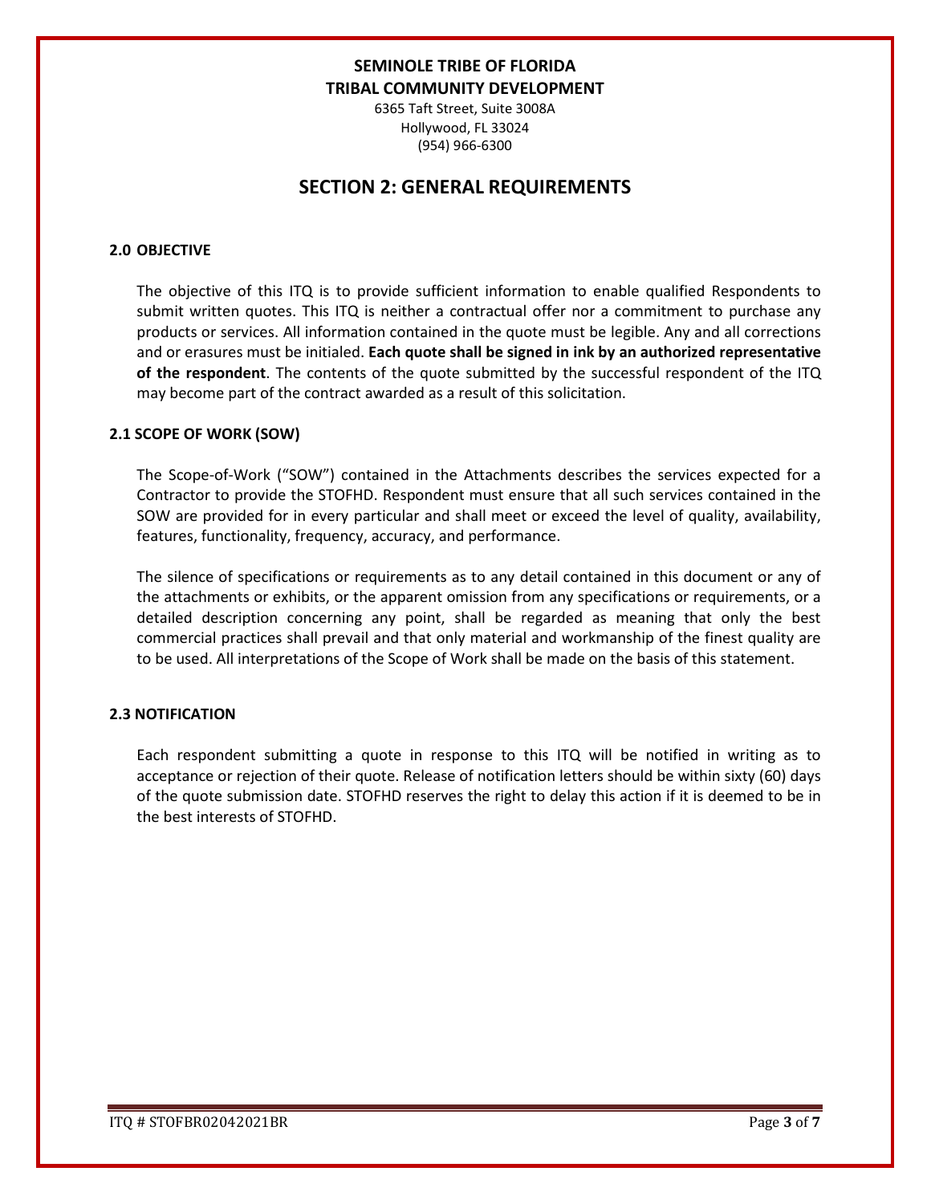**SEMINOLE TRIBE OF FLORIDA**
**TRIBAL COMMUNITY DEVELOPMENT**
6365 Taft Street, Suite 3008A
Hollywood, FL 33024
(954) 966-6300

# SECTION 2: GENERAL REQUIREMENTS

## 2.0 OBJECTIVE

The objective of this ITQ is to provide sufficient information to enable qualified Respondents to submit written quotes. This ITQ is neither a contractual offer nor a commitment to purchase any products or services. All information contained in the quote must be legible. Any and all corrections and or erasures must be initialed. **Each quote shall be signed in ink by an authorized representative of the respondent**. The contents of the quote submitted by the successful respondent of the ITQ may become part of the contract awarded as a result of this solicitation.

## 2.1 SCOPE OF WORK (SOW)

The Scope-of-Work ("SOW") contained in the Attachments describes the services expected for a Contractor to provide the STOFHD. Respondent must ensure that all such services contained in the SOW are provided for in every particular and shall meet or exceed the level of quality, availability, features, functionality, frequency, accuracy, and performance.

The silence of specifications or requirements as to any detail contained in this document or any of the attachments or exhibits, or the apparent omission from any specifications or requirements, or a detailed description concerning any point, shall be regarded as meaning that only the best commercial practices shall prevail and that only material and workmanship of the finest quality are to be used. All interpretations of the Scope of Work shall be made on the basis of this statement.

## 2.3 NOTIFICATION

Each respondent submitting a quote in response to this ITQ will be notified in writing as to acceptance or rejection of their quote. Release of notification letters should be within sixty (60) days of the quote submission date. STOFHD reserves the right to delay this action if it is deemed to be in the best interests of STOFHD.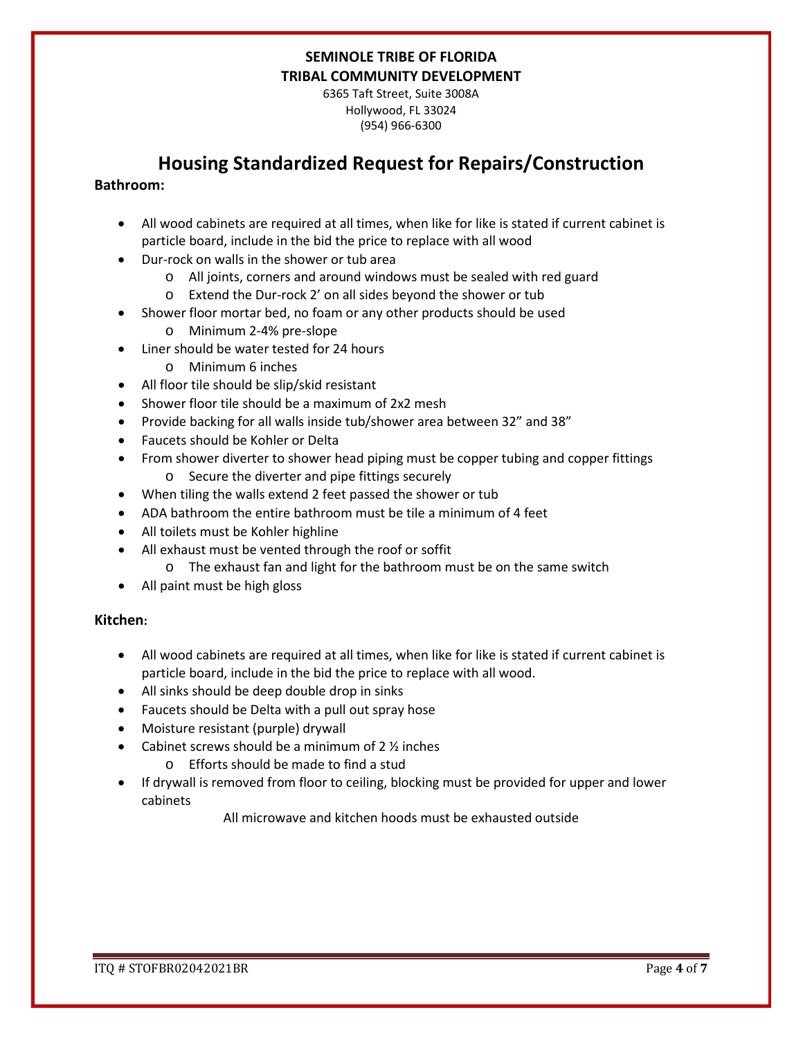**SEMINOLE TRIBE OF FLORIDA**
**TRIBAL COMMUNITY DEVELOPMENT**

6365 Taft Street, Suite 3008A
Hollywood, FL 33024
(954) 966-6300

# Housing Standardized Request for Repairs/Construction

**Bathroom:**

- All wood cabinets are required at all times, when like for like is stated if current cabinet is particle board, include in the bid the price to replace with all wood
- Dur-rock on walls in the shower or tub area
  - All joints, corners and around windows must be sealed with red guard
  - Extend the Dur-rock 2' on all sides beyond the shower or tub
- Shower floor mortar bed, no foam or any other products should be used
  - Minimum 2-4% pre-slope
- Liner should be water tested for 24 hours
  - Minimum 6 inches
- All floor tile should be slip/skid resistant
- Shower floor tile should be a maximum of 2x2 mesh
- Provide backing for all walls inside tub/shower area between 32" and 38"
- Faucets should be Kohler or Delta
- From shower diverter to shower head piping must be copper tubing and copper fittings
  - Secure the diverter and pipe fittings securely
- When tiling the walls extend 2 feet passed the shower or tub
- ADA bathroom the entire bathroom must be tile a minimum of 4 feet
- All toilets must be Kohler highline
- All exhaust must be vented through the roof or soffit
  - The exhaust fan and light for the bathroom must be on the same switch
- All paint must be high gloss

**Kitchen:**

- All wood cabinets are required at all times, when like for like is stated if current cabinet is particle board, include in the bid the price to replace with all wood.
- All sinks should be deep double drop in sinks
- Faucets should be Delta with a pull out spray hose
- Moisture resistant (purple) drywall
- Cabinet screws should be a minimum of 2 ½ inches
  - Efforts should be made to find a stud
- If drywall is removed from floor to ceiling, blocking must be provided for upper and lower cabinets

All microwave and kitchen hoods must be exhausted outside

ITQ # STOFBR02042021BR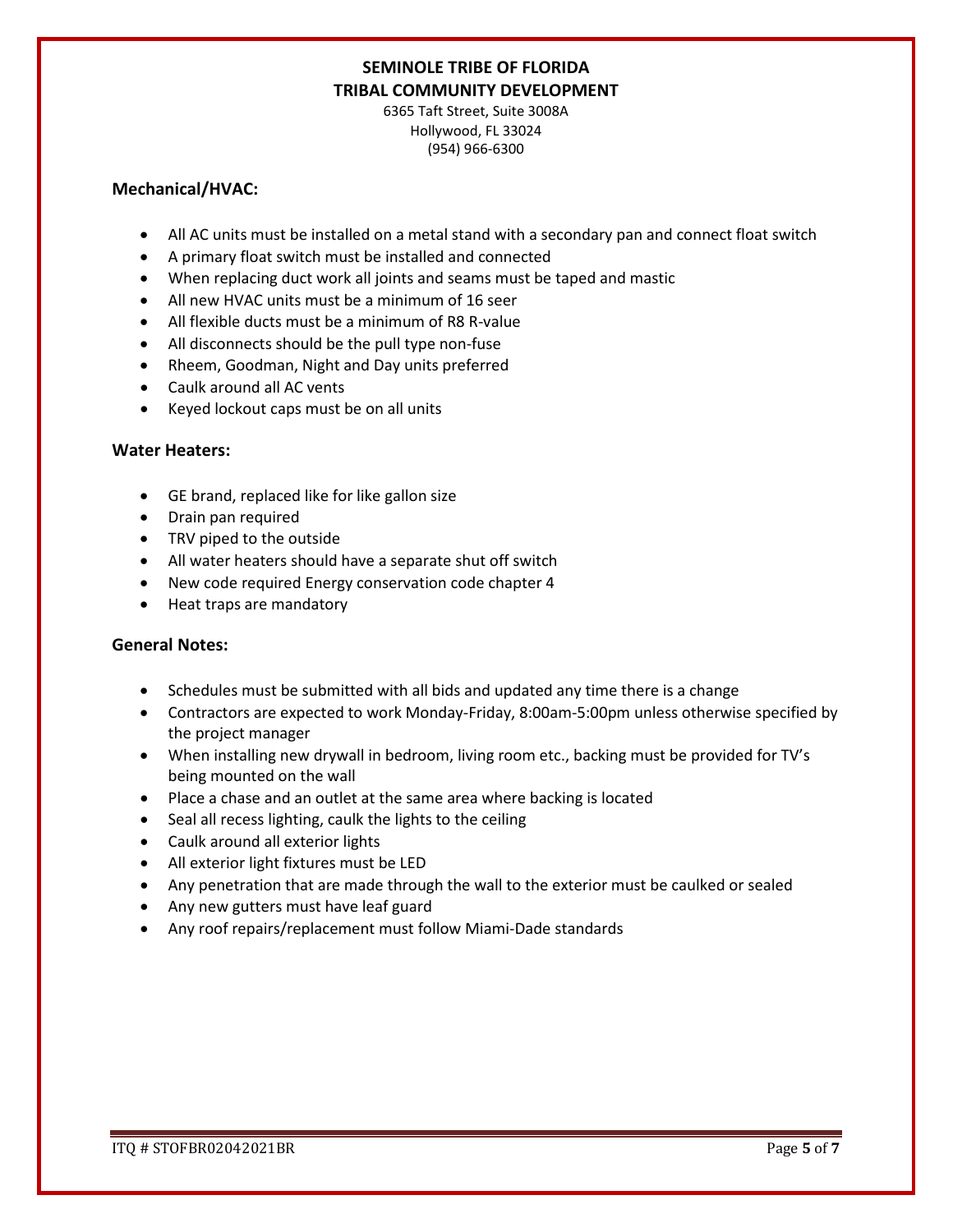**SEMINOLE TRIBE OF FLORIDA**
**TRIBAL COMMUNITY DEVELOPMENT**

6365 Taft Street, Suite 3008A
Hollywood, FL 33024
(954) 966-6300

## Mechanical/HVAC:

- All AC units must be installed on a metal stand with a secondary pan and connect float switch
- A primary float switch must be installed and connected
- When replacing duct work all joints and seams must be taped and mastic
- All new HVAC units must be a minimum of 16 seer
- All flexible ducts must be a minimum of R8 R-value
- All disconnects should be the pull type non-fuse
- Rheem, Goodman, Night and Day units preferred
- Caulk around all AC vents
- Keyed lockout caps must be on all units

## Water Heaters:

- GE brand, replaced like for like gallon size
- Drain pan required
- TRV piped to the outside
- All water heaters should have a separate shut off switch
- New code required Energy conservation code chapter 4
- Heat traps are mandatory

## General Notes:

- Schedules must be submitted with all bids and updated any time there is a change
- Contractors are expected to work Monday-Friday, 8:00am-5:00pm unless otherwise specified by the project manager
- When installing new drywall in bedroom, living room etc., backing must be provided for TV's being mounted on the wall
- Place a chase and an outlet at the same area where backing is located
- Seal all recess lighting, caulk the lights to the ceiling
- Caulk around all exterior lights
- All exterior light fixtures must be LED
- Any penetration that are made through the wall to the exterior must be caulked or sealed
- Any new gutters must have leaf guard
- Any roof repairs/replacement must follow Miami-Dade standards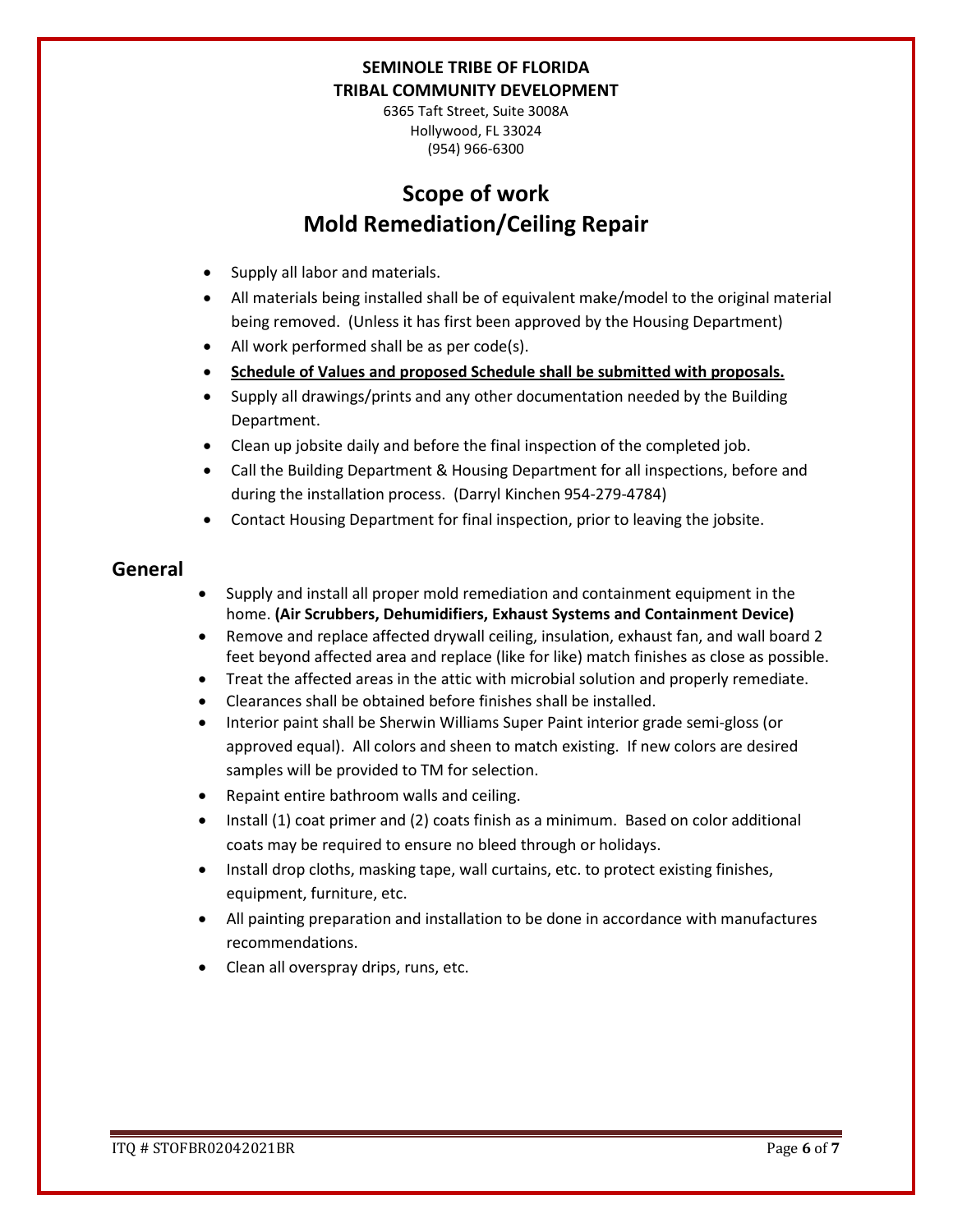**SEMINOLE TRIBE OF FLORIDA**
**TRIBAL COMMUNITY DEVELOPMENT**
6365 Taft Street, Suite 3008A
Hollywood, FL 33024
(954) 966-6300

# Scope of work
# Mold Remediation/Ceiling Repair

- Supply all labor and materials.
- All materials being installed shall be of equivalent make/model to the original material being removed. (Unless it has first been approved by the Housing Department)
- All work performed shall be as per code(s).
- **Schedule of Values and proposed Schedule shall be submitted with proposals.**
- Supply all drawings/prints and any other documentation needed by the Building Department.
- Clean up jobsite daily and before the final inspection of the completed job.
- Call the Building Department & Housing Department for all inspections, before and during the installation process. (Darryl Kinchen 954-279-4784)
- Contact Housing Department for final inspection, prior to leaving the jobsite.

## General

- Supply and install all proper mold remediation and containment equipment in the home. **(Air Scrubbers, Dehumidifiers, Exhaust Systems and Containment Device)**
- Remove and replace affected drywall ceiling, insulation, exhaust fan, and wall board 2 feet beyond affected area and replace (like for like) match finishes as close as possible.
- Treat the affected areas in the attic with microbial solution and properly remediate.
- Clearances shall be obtained before finishes shall be installed.
- Interior paint shall be Sherwin Williams Super Paint interior grade semi-gloss (or approved equal). All colors and sheen to match existing. If new colors are desired samples will be provided to TM for selection.
- Repaint entire bathroom walls and ceiling.
- Install (1) coat primer and (2) coats finish as a minimum. Based on color additional coats may be required to ensure no bleed through or holidays.
- Install drop cloths, masking tape, wall curtains, etc. to protect existing finishes, equipment, furniture, etc.
- All painting preparation and installation to be done in accordance with manufactures recommendations.
- Clean all overspray drips, runs, etc.

ITQ # STOFBR02042021BR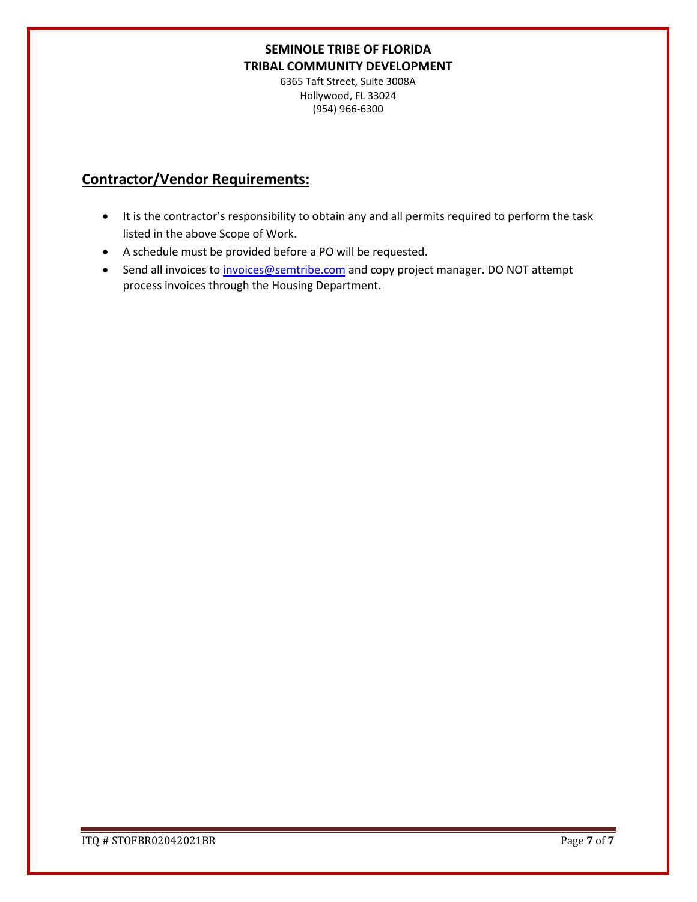**SEMINOLE TRIBE OF FLORIDA**
**TRIBAL COMMUNITY DEVELOPMENT**
6365 Taft Street, Suite 3008A
Hollywood, FL 33024
(954) 966-6300

## Contractor/Vendor Requirements:

- It is the contractor's responsibility to obtain any and all permits required to perform the task listed in the above Scope of Work.
- A schedule must be provided before a PO will be requested.
- Send all invoices to invoices@semtribe.com and copy project manager. DO NOT attempt process invoices through the Housing Department.